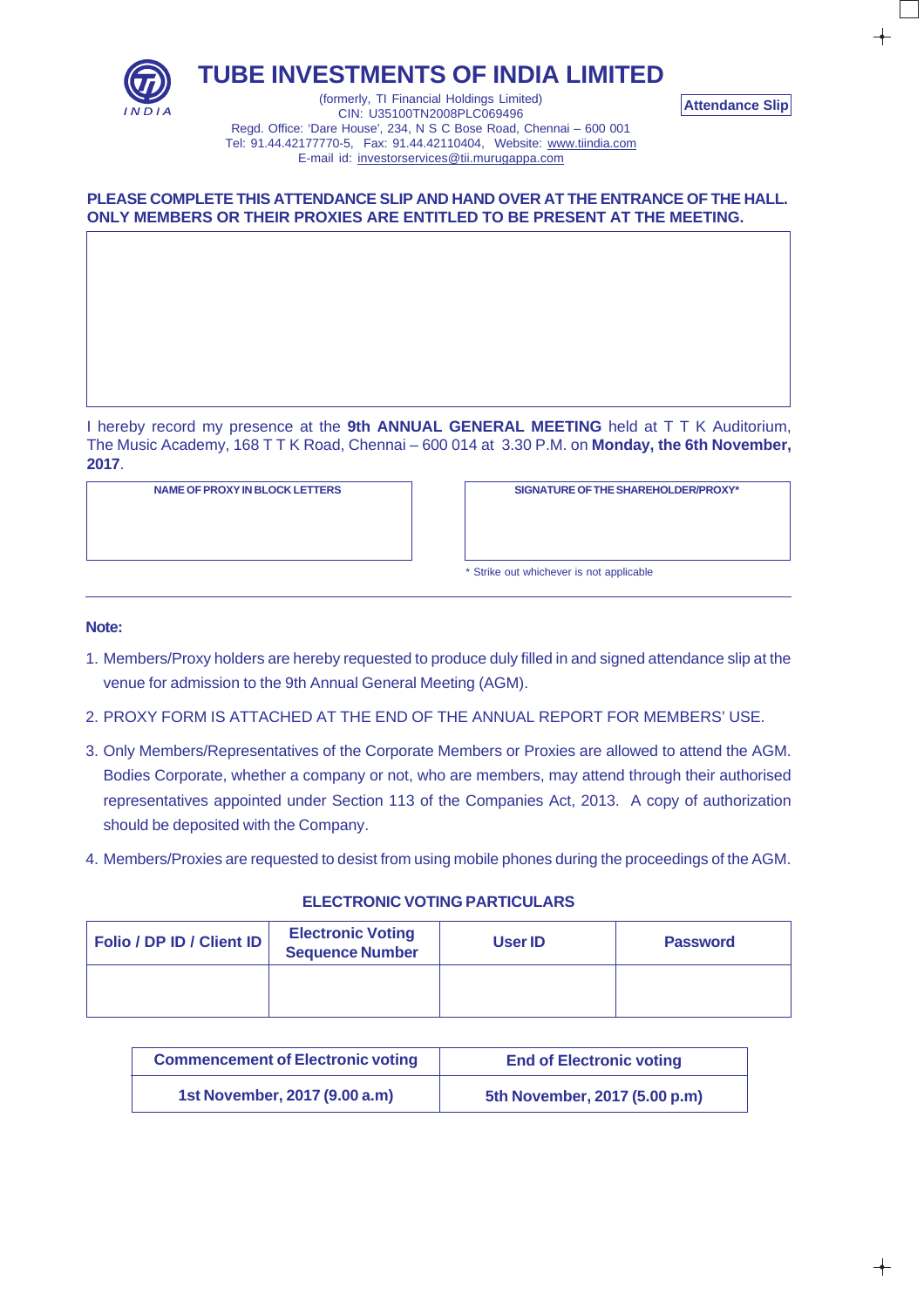# TUBE INVESTMENTS OF INDIA LIMITED

(formerly, TI Financial Holdings Limited)
CIN: U35100TN2008PLC069496
Regd. Office: 'Dare House', 234, N S C Bose Road, Chennai – 600 001
Tel: 91.44.42177770-5, Fax: 91.44.42110404, Website: www.tiindia.com
E-mail id: investorservices@tii.murugappa.com

**Attendance Slip**

**PLEASE COMPLETE THIS ATTENDANCE SLIP AND HAND OVER AT THE ENTRANCE OF THE HALL. ONLY MEMBERS OR THEIR PROXIES ARE ENTITLED TO BE PRESENT AT THE MEETING.**

I hereby record my presence at the **9th ANNUAL GENERAL MEETING** held at T T K Auditorium, The Music Academy, 168 T T K Road, Chennai – 600 014 at 3.30 P.M. on **Monday, the 6th November, 2017**.

| NAME OF PROXY IN BLOCK LETTERS | SIGNATURE OF THE SHAREHOLDER/PROXY* |
|---|---|
| | |

\* Strike out whichever is not applicable

**Note:**

1. Members/Proxy holders are hereby requested to produce duly filled in and signed attendance slip at the venue for admission to the 9th Annual General Meeting (AGM).
2. PROXY FORM IS ATTACHED AT THE END OF THE ANNUAL REPORT FOR MEMBERS' USE.
3. Only Members/Representatives of the Corporate Members or Proxies are allowed to attend the AGM. Bodies Corporate, whether a company or not, who are members, may attend through their authorised representatives appointed under Section 113 of the Companies Act, 2013. A copy of authorization should be deposited with the Company.
4. Members/Proxies are requested to desist from using mobile phones during the proceedings of the AGM.

## ELECTRONIC VOTING PARTICULARS

| Folio / DP ID / Client ID | Electronic Voting Sequence Number | User ID | Password |
|---|---|---|---|
| | | | |

| Commencement of Electronic voting | End of Electronic voting |
|---|---|
| 1st November, 2017 (9.00 a.m) | 5th November, 2017 (5.00 p.m) |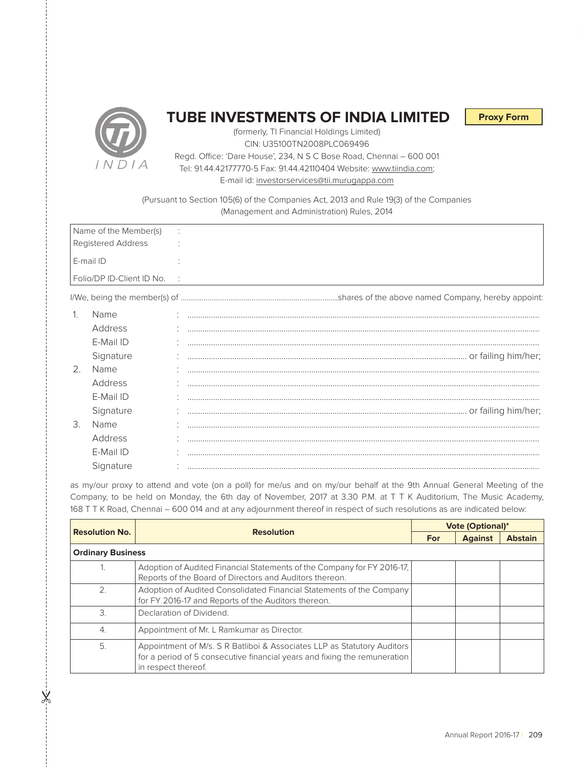# TUBE INVESTMENTS OF INDIA LIMITED

**Proxy Form**

(formerly, TI Financial Holdings Limited)
CIN: U35100TN2008PLC069496
Regd. Office: 'Dare House', 234, N S C Bose Road, Chennai – 600 001
Tel: 91.44.42177770-5 Fax: 91.44.42110404 Website: www.tiindia.com;
E-mail id: investorservices@tii.murugappa.com

(Pursuant to Section 105(6) of the Companies Act, 2013 and Rule 19(3) of the Companies (Management and Administration) Rules, 2014)

| | |
|---|---|
| Name of the Member(s) | : |
| Registered Address | : |
| E-mail ID | : |
| Folio/DP ID-Client ID No. | : |

I/We, being the member(s) of ..................................................shares of the above named Company, hereby appoint:

1. Name : ..................................................
   Address : ..................................................
   E-Mail ID : ..................................................
   Signature : .................................................. or failing him/her;
2. Name : ..................................................
   Address : ..................................................
   E-Mail ID : ..................................................
   Signature : .................................................. or failing him/her;
3. Name : ..................................................
   Address : ..................................................
   E-Mail ID : ..................................................
   Signature : ..................................................

as my/our proxy to attend and vote (on a poll) for me/us and on my/our behalf at the 9th Annual General Meeting of the Company, to be held on Monday, the 6th day of November, 2017 at 3.30 P.M. at T T K Auditorium, The Music Academy, 168 T T K Road, Chennai – 600 014 and at any adjournment thereof in respect of such resolutions as are indicated below:

| Resolution No. | Resolution | Vote (Optional)* | | |
|---|---|---|---|---|
| | | For | Against | Abstain |
| **Ordinary Business** | | | | |
| 1. | Adoption of Audited Financial Statements of the Company for FY 2016-17, Reports of the Board of Directors and Auditors thereon. | | | |
| 2. | Adoption of Audited Consolidated Financial Statements of the Company for FY 2016-17 and Reports of the Auditors thereon. | | | |
| 3. | Declaration of Dividend. | | | |
| 4. | Appointment of Mr. L Ramkumar as Director. | | | |
| 5. | Appointment of M/s. S R Batliboi & Associates LLP as Statutory Auditors for a period of 5 consecutive financial years and fixing the remuneration in respect thereof. | | | |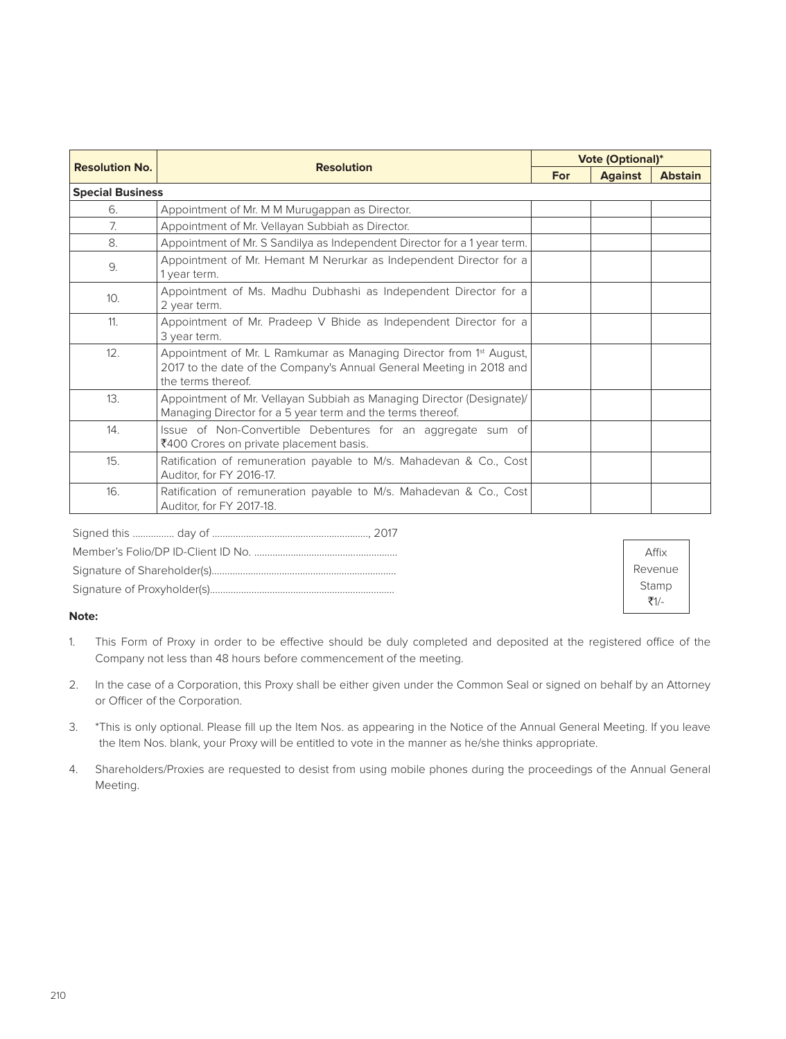| Resolution No. | Resolution | Vote (Optional)* | | |
|---|---|---|---|---|
| | | For | Against | Abstain |
| **Special Business** | | | | |
| 6. | Appointment of Mr. M M Murugappan as Director. | | | |
| 7. | Appointment of Mr. Vellayan Subbiah as Director. | | | |
| 8. | Appointment of Mr. S Sandilya as Independent Director for a 1 year term. | | | |
| 9. | Appointment of Mr. Hemant M Nerurkar as Independent Director for a 1 year term. | | | |
| 10. | Appointment of Ms. Madhu Dubhashi as Independent Director for a 2 year term. | | | |
| 11. | Appointment of Mr. Pradeep V Bhide as Independent Director for a 3 year term. | | | |
| 12. | Appointment of Mr. L Ramkumar as Managing Director from 1st August, 2017 to the date of the Company's Annual General Meeting in 2018 and the terms thereof. | | | |
| 13. | Appointment of Mr. Vellayan Subbiah as Managing Director (Designate)/ Managing Director for a 5 year term and the terms thereof. | | | |
| 14. | Issue of Non-Convertible Debentures for an aggregate sum of ₹400 Crores on private placement basis. | | | |
| 15. | Ratification of remuneration payable to M/s. Mahadevan & Co., Cost Auditor, for FY 2016-17. | | | |
| 16. | Ratification of remuneration payable to M/s. Mahadevan & Co., Cost Auditor, for FY 2017-18. | | | |

Signed this ............... day of ..........................................................., 2017

Member's Folio/DP ID-Client ID No. ......................................................

Signature of Shareholder(s)......................................................................

Signature of Proxyholder(s)......................................................................

Affix Revenue Stamp ₹1/-

**Note:**

1. This Form of Proxy in order to be effective should be duly completed and deposited at the registered office of the Company not less than 48 hours before commencement of the meeting.
2. In the case of a Corporation, this Proxy shall be either given under the Common Seal or signed on behalf by an Attorney or Officer of the Corporation.
3. *This is only optional. Please fill up the Item Nos. as appearing in the Notice of the Annual General Meeting. If you leave the Item Nos. blank, your Proxy will be entitled to vote in the manner as he/she thinks appropriate.
4. Shareholders/Proxies are requested to desist from using mobile phones during the proceedings of the Annual General Meeting.